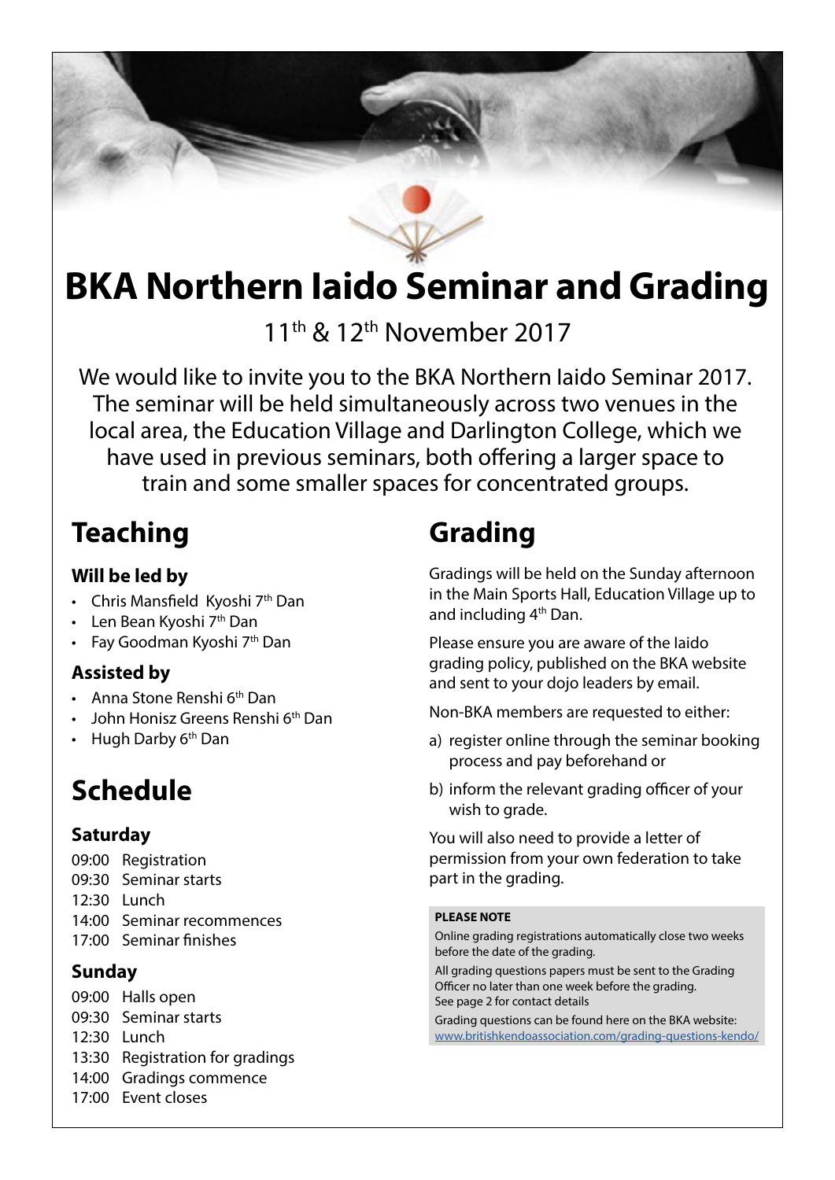# BKA Northern Iaido Seminar and Grading

11th & 12th November 2017

We would like to invite you to the BKA Northern Iaido Seminar 2017. The seminar will be held simultaneously across two venues in the local area, the Education Village and Darlington College, which we have used in previous seminars, both offering a larger space to train and some smaller spaces for concentrated groups.

## Teaching

### Will be led by

- Chris Mansfield Kyoshi 7th Dan
- Len Bean Kyoshi 7th Dan
- Fay Goodman Kyoshi 7th Dan

### Assisted by

- Anna Stone Renshi 6th Dan
- John Honisz Greens Renshi 6th Dan
- Hugh Darby 6th Dan

## Schedule

### Saturday

09:00 Registration
09:30 Seminar starts
12:30 Lunch
14:00 Seminar recommences
17:00 Seminar finishes

### Sunday

09:00 Halls open
09:30 Seminar starts
12:30 Lunch
13:30 Registration for gradings
14:00 Gradings commence
17:00 Event closes

## Grading

Gradings will be held on the Sunday afternoon in the Main Sports Hall, Education Village up to and including 4th Dan.

Please ensure you are aware of the Iaido grading policy, published on the BKA website and sent to your dojo leaders by email.

Non-BKA members are requested to either:

a) register online through the seminar booking process and pay beforehand or

b) inform the relevant grading officer of your wish to grade.

You will also need to provide a letter of permission from your own federation to take part in the grading.

**PLEASE NOTE**

Online grading registrations automatically close two weeks before the date of the grading.

All grading questions papers must be sent to the Grading Officer no later than one week before the grading.
See page 2 for contact details

Grading questions can be found here on the BKA website:
www.britishkendoassociation.com/grading-questions-kendo/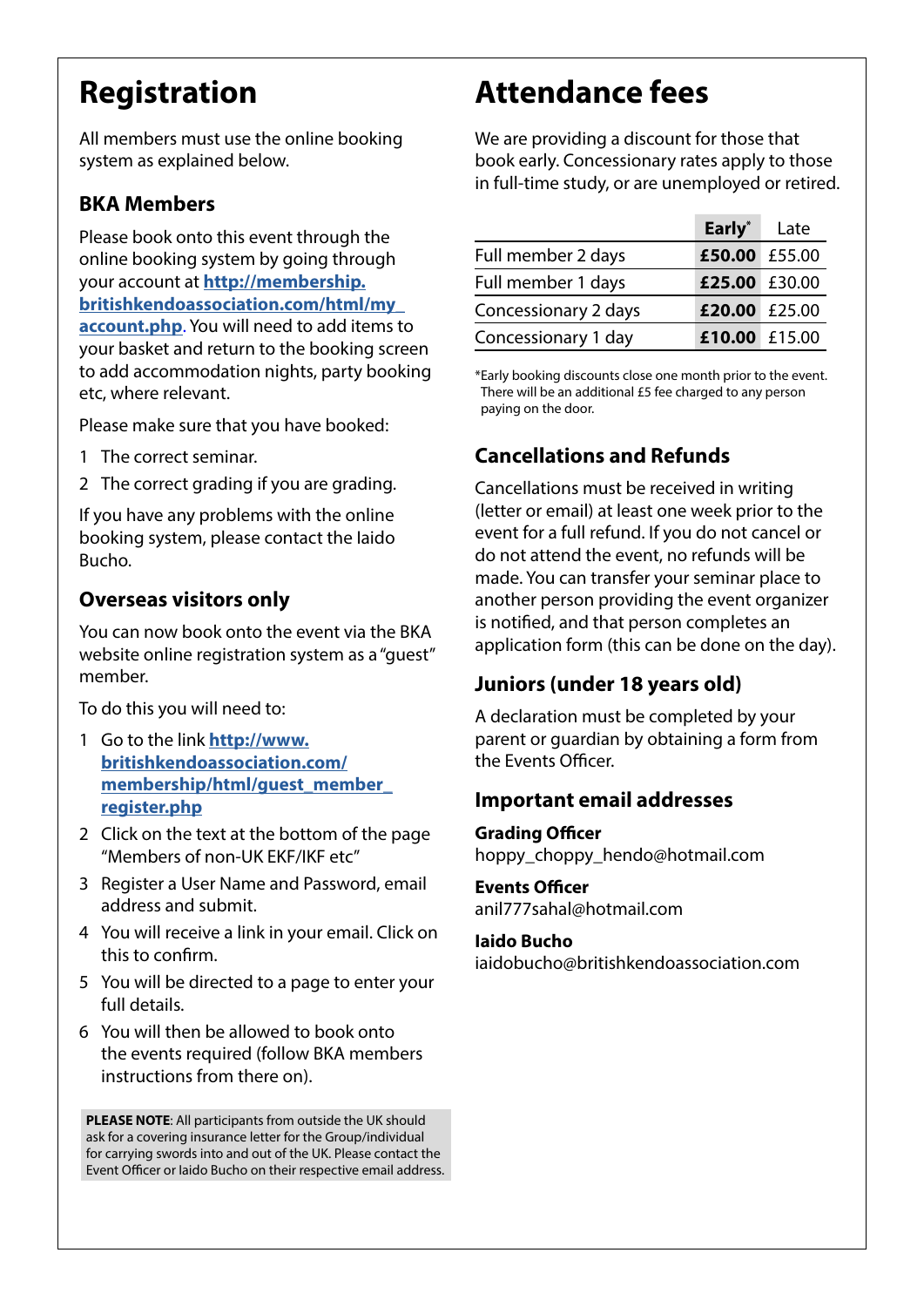# Registration

All members must use the online booking system as explained below.

## BKA Members

Please book onto this event through the online booking system by going through your account at **[http://membership.britishkendoassociation.com/html/my_account.php](http://membership.britishkendoassociation.com/html/my_account.php)**. You will need to add items to your basket and return to the booking screen to add accommodation nights, party booking etc, where relevant.

Please make sure that you have booked:

1. The correct seminar.
2. The correct grading if you are grading.

If you have any problems with the online booking system, please contact the Iaido Bucho.

## Overseas visitors only

You can now book onto the event via the BKA website online registration system as a "guest" member.

To do this you will need to:

1. Go to the link **[http://www.britishkendoassociation.com/membership/html/guest_member_register.php](http://www.britishkendoassociation.com/membership/html/guest_member_register.php)**
2. Click on the text at the bottom of the page "Members of non-UK EKF/IKF etc"
3. Register a User Name and Password, email address and submit.
4. You will receive a link in your email. Click on this to confirm.
5. You will be directed to a page to enter your full details.
6. You will then be allowed to book onto the events required (follow BKA members instructions from there on).

**PLEASE NOTE**: All participants from outside the UK should ask for a covering insurance letter for the Group/individual for carrying swords into and out of the UK. Please contact the Event Officer or Iaido Bucho on their respective email address.

# Attendance fees

We are providing a discount for those that book early. Concessionary rates apply to those in full-time study, or are unemployed or retired.

| | **Early*** | Late |
|---|---|---|
| Full member 2 days | **£50.00** | £55.00 |
| Full member 1 days | **£25.00** | £30.00 |
| Concessionary 2 days | **£20.00** | £25.00 |
| Concessionary 1 day | **£10.00** | £15.00 |

*Early booking discounts close one month prior to the event. There will be an additional £5 fee charged to any person paying on the door.

## Cancellations and Refunds

Cancellations must be received in writing (letter or email) at least one week prior to the event for a full refund. If you do not cancel or do not attend the event, no refunds will be made. You can transfer your seminar place to another person providing the event organizer is notified, and that person completes an application form (this can be done on the day).

## Juniors (under 18 years old)

A declaration must be completed by your parent or guardian by obtaining a form from the Events Officer.

## Important email addresses

**Grading Officer**
hoppy_choppy_hendo@hotmail.com

**Events Officer**
anil777sahal@hotmail.com

**Iaido Bucho**
iaidobucho@britishkendoassociation.com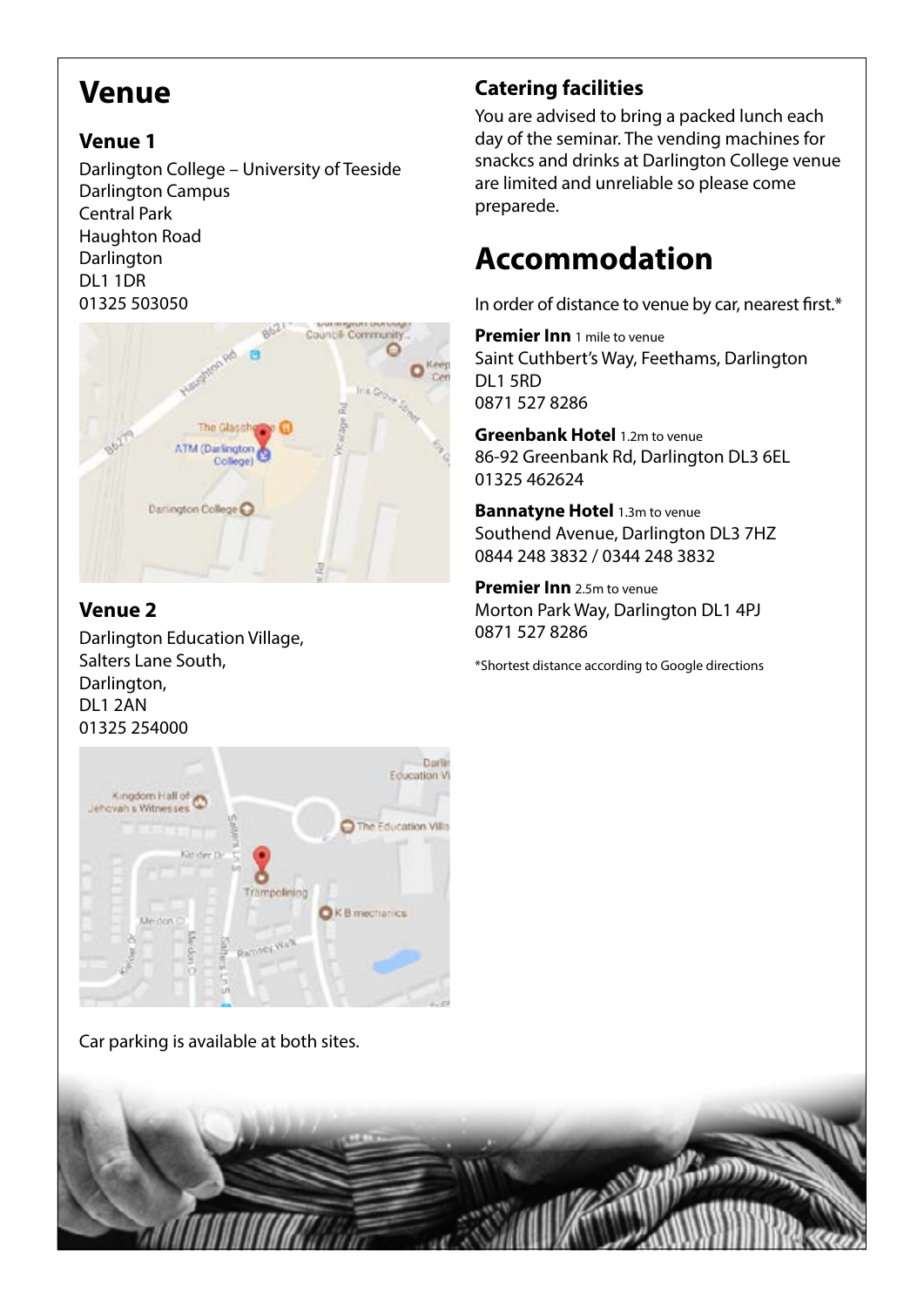# Venue

### Venue 1

Darlington College – University of Teeside
Darlington Campus
Central Park
Haughton Road
Darlington
DL1 1DR
01325 503050

### Venue 2

Darlington Education Village,
Salters Lane South,
Darlington,
DL1 2AN
01325 254000

Car parking is available at both sites.

### Catering facilities

You are advised to bring a packed lunch each day of the seminar. The vending machines for snackcs and drinks at Darlington College venue are limited and unreliable so please come preparede.

# Accommodation

In order of distance to venue by car, nearest first.*

**Premier Inn** 1 mile to venue
Saint Cuthbert's Way, Feethams, Darlington
DL1 5RD
0871 527 8286

**Greenbank Hotel** 1.2m to venue
86-92 Greenbank Rd, Darlington DL3 6EL
01325 462624

**Bannatyne Hotel** 1.3m to venue
Southend Avenue, Darlington DL3 7HZ
0844 248 3832 / 0344 248 3832

**Premier Inn** 2.5m to venue
Morton Park Way, Darlington DL1 4PJ
0871 527 8286

*Shortest distance according to Google directions